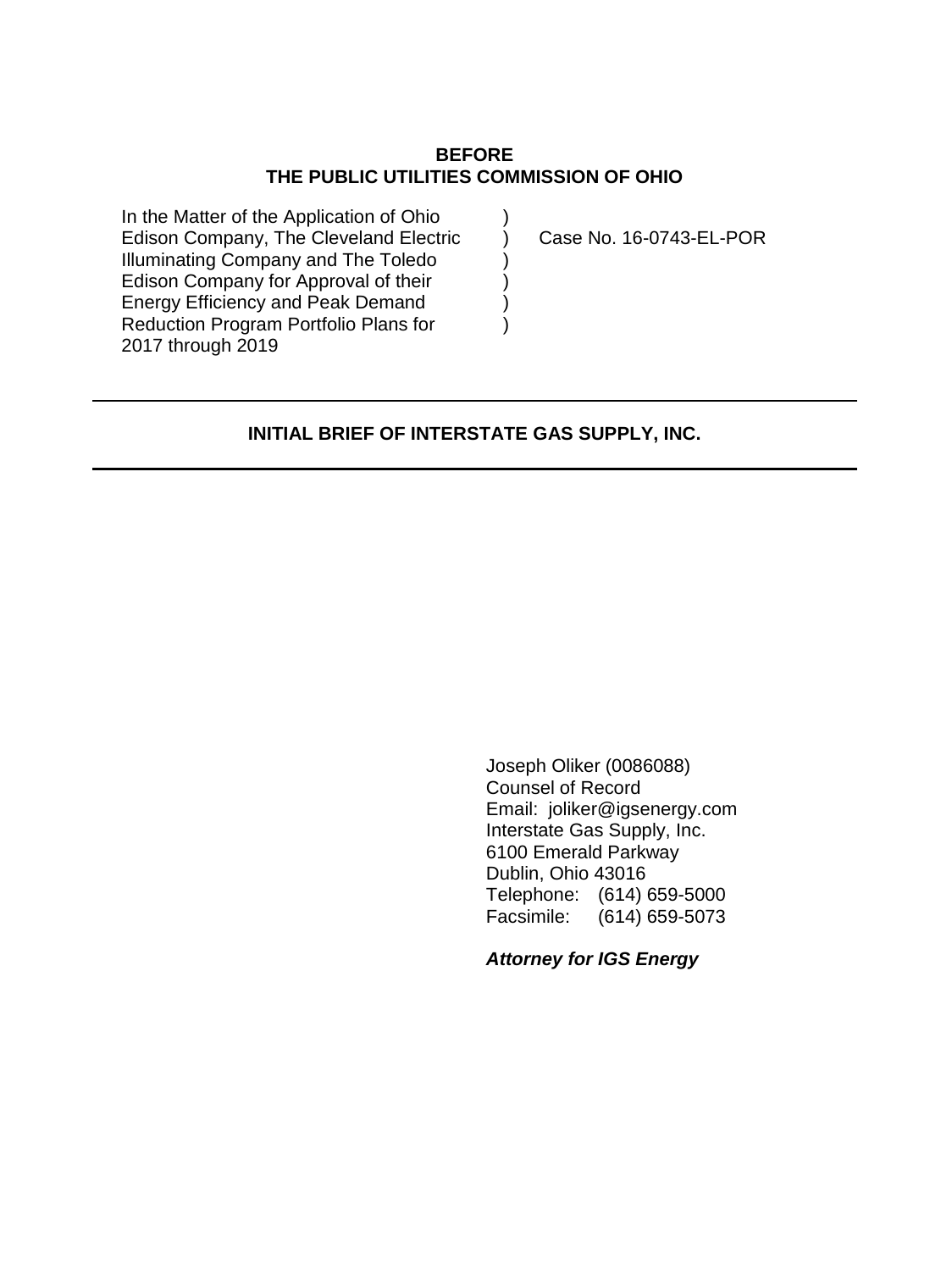**BEFORE**
**THE PUBLIC UTILITIES COMMISSION OF OHIO**

| | | |
|---|---|---|
| In the Matter of the Application of Ohio | ) | |
| Edison Company, The Cleveland Electric | ) | Case No. 16-0743-EL-POR |
| Illuminating Company and The Toledo | ) | |
| Edison Company for Approval of their | ) | |
| Energy Efficiency and Peak Demand | ) | |
| Reduction Program Portfolio Plans for | ) | |
| 2017 through 2019 | | |

---

**INITIAL BRIEF OF INTERSTATE GAS SUPPLY, INC.**

---

Joseph Oliker (0086088)
Counsel of Record
Email: joliker@igsenergy.com
Interstate Gas Supply, Inc.
6100 Emerald Parkway
Dublin, Ohio 43016
Telephone: (614) 659-5000
Facsimile: (614) 659-5073

***Attorney for IGS Energy***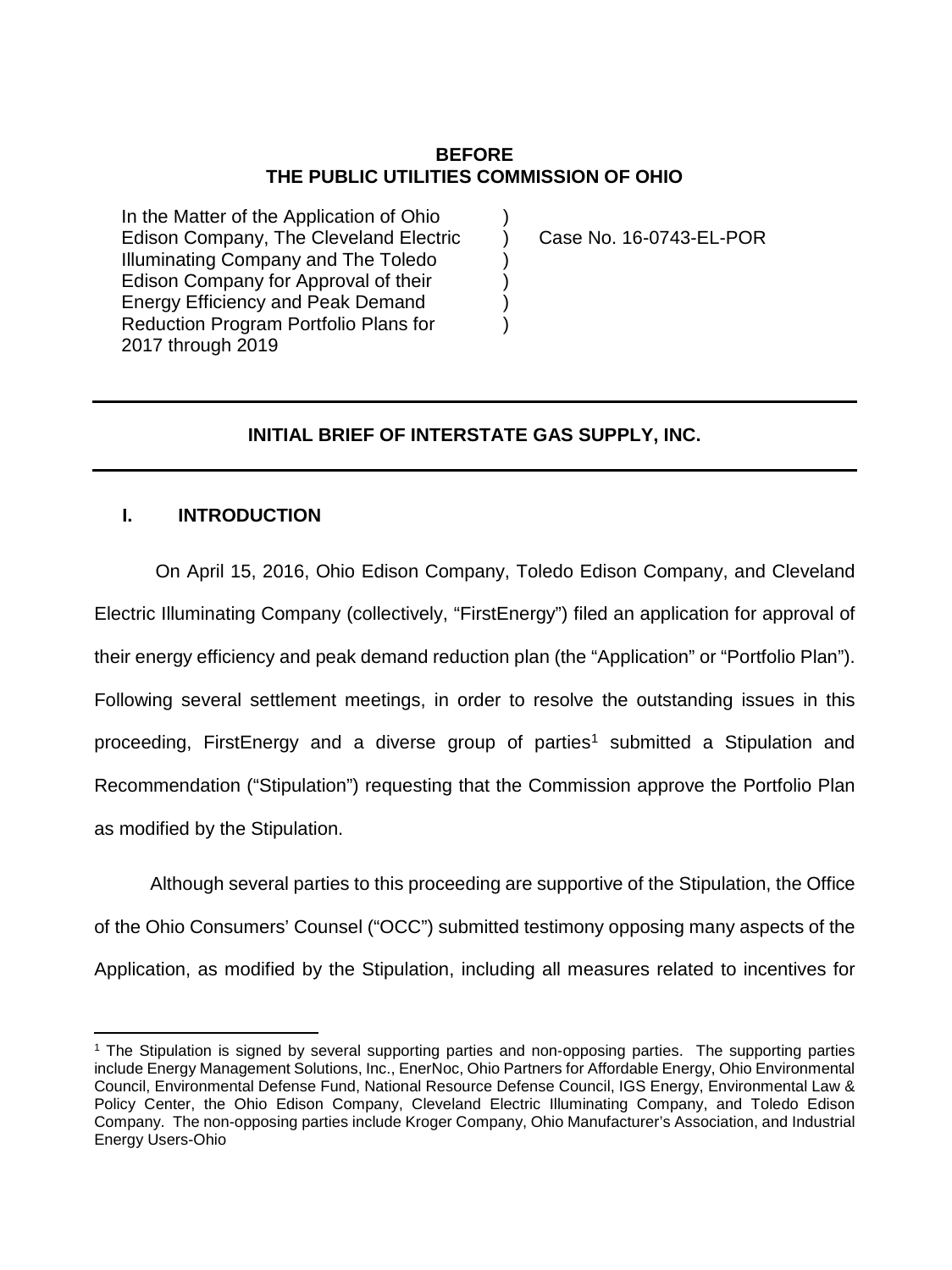**BEFORE**
**THE PUBLIC UTILITIES COMMISSION OF OHIO**

| | | |
|---|---|---|
| In the Matter of the Application of Ohio Edison Company, The Cleveland Electric Illuminating Company and The Toledo Edison Company for Approval of their Energy Efficiency and Peak Demand Reduction Program Portfolio Plans for 2017 through 2019 | ) ) ) ) ) ) | Case No. 16-0743-EL-POR |

---

## INITIAL BRIEF OF INTERSTATE GAS SUPPLY, INC.

---

### I. INTRODUCTION

On April 15, 2016, Ohio Edison Company, Toledo Edison Company, and Cleveland Electric Illuminating Company (collectively, "FirstEnergy") filed an application for approval of their energy efficiency and peak demand reduction plan (the "Application" or "Portfolio Plan"). Following several settlement meetings, in order to resolve the outstanding issues in this proceeding, FirstEnergy and a diverse group of parties[1] submitted a Stipulation and Recommendation ("Stipulation") requesting that the Commission approve the Portfolio Plan as modified by the Stipulation.

Although several parties to this proceeding are supportive of the Stipulation, the Office of the Ohio Consumers' Counsel ("OCC") submitted testimony opposing many aspects of the Application, as modified by the Stipulation, including all measures related to incentives for

---

[1] The Stipulation is signed by several supporting parties and non-opposing parties. The supporting parties include Energy Management Solutions, Inc., EnerNoc, Ohio Partners for Affordable Energy, Ohio Environmental Council, Environmental Defense Fund, National Resource Defense Council, IGS Energy, Environmental Law & Policy Center, the Ohio Edison Company, Cleveland Electric Illuminating Company, and Toledo Edison Company. The non-opposing parties include Kroger Company, Ohio Manufacturer's Association, and Industrial Energy Users-Ohio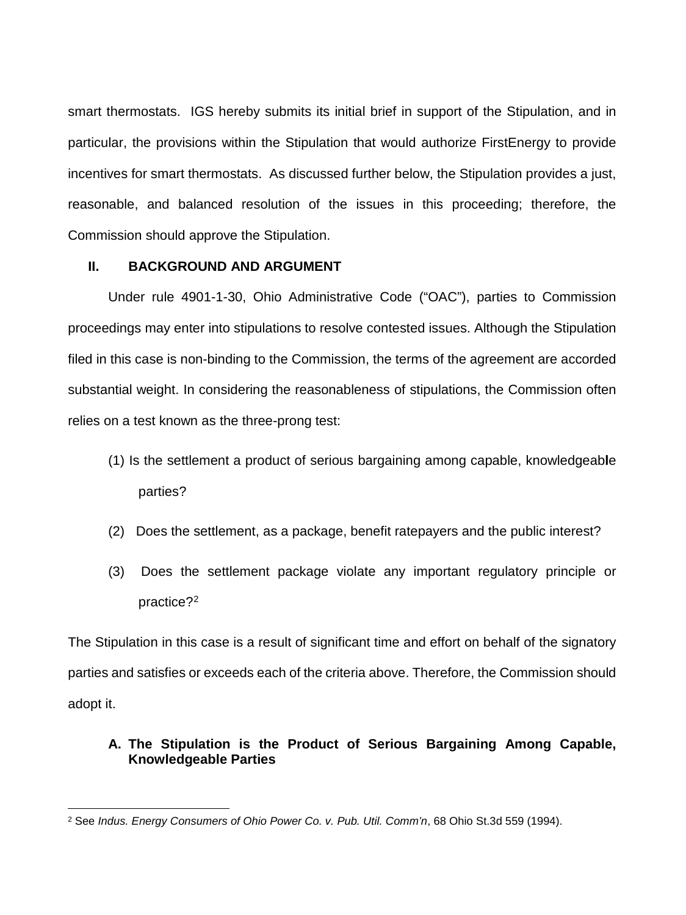smart thermostats. IGS hereby submits its initial brief in support of the Stipulation, and in particular, the provisions within the Stipulation that would authorize FirstEnergy to provide incentives for smart thermostats. As discussed further below, the Stipulation provides a just, reasonable, and balanced resolution of the issues in this proceeding; therefore, the Commission should approve the Stipulation.

## II. BACKGROUND AND ARGUMENT

Under rule 4901-1-30, Ohio Administrative Code ("OAC"), parties to Commission proceedings may enter into stipulations to resolve contested issues. Although the Stipulation filed in this case is non-binding to the Commission, the terms of the agreement are accorded substantial weight. In considering the reasonableness of stipulations, the Commission often relies on a test known as the three-prong test:

(1) Is the settlement a product of serious bargaining among capable, knowledgeable parties?

(2) Does the settlement, as a package, benefit ratepayers and the public interest?

(3) Does the settlement package violate any important regulatory principle or practice?[2]

The Stipulation in this case is a result of significant time and effort on behalf of the signatory parties and satisfies or exceeds each of the criteria above. Therefore, the Commission should adopt it.

### A. The Stipulation is the Product of Serious Bargaining Among Capable, Knowledgeable Parties

---

[2] See *Indus. Energy Consumers of Ohio Power Co. v. Pub. Util. Comm'n*, 68 Ohio St.3d 559 (1994).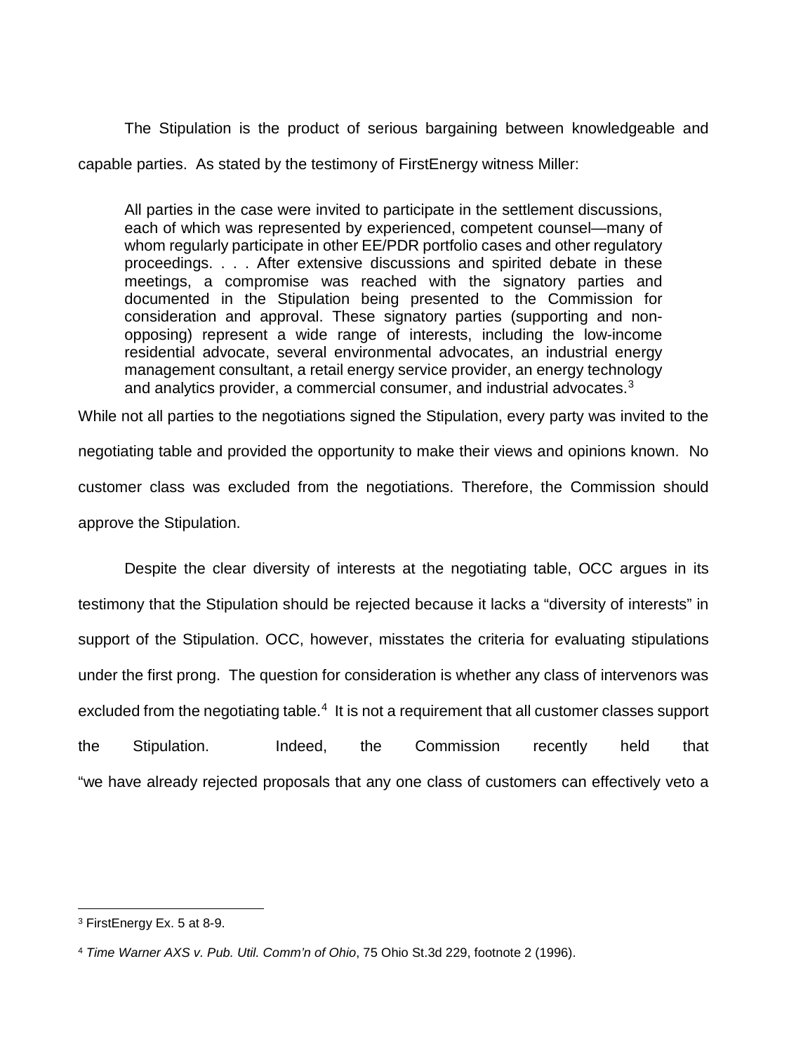The Stipulation is the product of serious bargaining between knowledgeable and capable parties. As stated by the testimony of FirstEnergy witness Miller:

> All parties in the case were invited to participate in the settlement discussions, each of which was represented by experienced, competent counsel—many of whom regularly participate in other EE/PDR portfolio cases and other regulatory proceedings. . . . After extensive discussions and spirited debate in these meetings, a compromise was reached with the signatory parties and documented in the Stipulation being presented to the Commission for consideration and approval. These signatory parties (supporting and non-opposing) represent a wide range of interests, including the low-income residential advocate, several environmental advocates, an industrial energy management consultant, a retail energy service provider, an energy technology and analytics provider, a commercial consumer, and industrial advocates.[3]

While not all parties to the negotiations signed the Stipulation, every party was invited to the negotiating table and provided the opportunity to make their views and opinions known. No customer class was excluded from the negotiations. Therefore, the Commission should approve the Stipulation.

Despite the clear diversity of interests at the negotiating table, OCC argues in its testimony that the Stipulation should be rejected because it lacks a "diversity of interests" in support of the Stipulation. OCC, however, misstates the criteria for evaluating stipulations under the first prong. The question for consideration is whether any class of intervenors was excluded from the negotiating table.[4] It is not a requirement that all customer classes support the Stipulation. Indeed, the Commission recently held that "we have already rejected proposals that any one class of customers can effectively veto a

---

[3] FirstEnergy Ex. 5 at 8-9.

[4] *Time Warner AXS v. Pub. Util. Comm'n of Ohio*, 75 Ohio St.3d 229, footnote 2 (1996).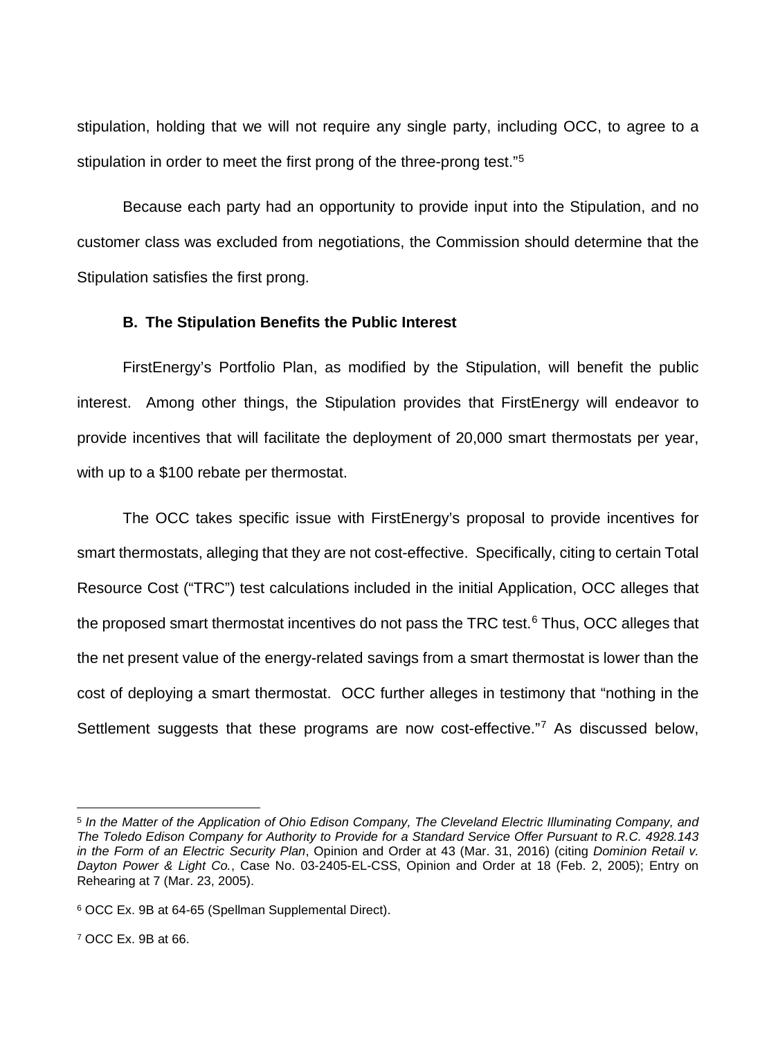stipulation, holding that we will not require any single party, including OCC, to agree to a stipulation in order to meet the first prong of the three-prong test."[5]

Because each party had an opportunity to provide input into the Stipulation, and no customer class was excluded from negotiations, the Commission should determine that the Stipulation satisfies the first prong.

### B. The Stipulation Benefits the Public Interest

FirstEnergy's Portfolio Plan, as modified by the Stipulation, will benefit the public interest. Among other things, the Stipulation provides that FirstEnergy will endeavor to provide incentives that will facilitate the deployment of 20,000 smart thermostats per year, with up to a $100 rebate per thermostat.

The OCC takes specific issue with FirstEnergy's proposal to provide incentives for smart thermostats, alleging that they are not cost-effective. Specifically, citing to certain Total Resource Cost ("TRC") test calculations included in the initial Application, OCC alleges that the proposed smart thermostat incentives do not pass the TRC test.[6] Thus, OCC alleges that the net present value of the energy-related savings from a smart thermostat is lower than the cost of deploying a smart thermostat. OCC further alleges in testimony that "nothing in the Settlement suggests that these programs are now cost-effective."[7] As discussed below,

---

[5] *In the Matter of the Application of Ohio Edison Company, The Cleveland Electric Illuminating Company, and The Toledo Edison Company for Authority to Provide for a Standard Service Offer Pursuant to R.C. 4928.143 in the Form of an Electric Security Plan*, Opinion and Order at 43 (Mar. 31, 2016) (citing *Dominion Retail v. Dayton Power & Light Co.*, Case No. 03-2405-EL-CSS, Opinion and Order at 18 (Feb. 2, 2005); Entry on Rehearing at 7 (Mar. 23, 2005).

[6] OCC Ex. 9B at 64-65 (Spellman Supplemental Direct).

[7] OCC Ex. 9B at 66.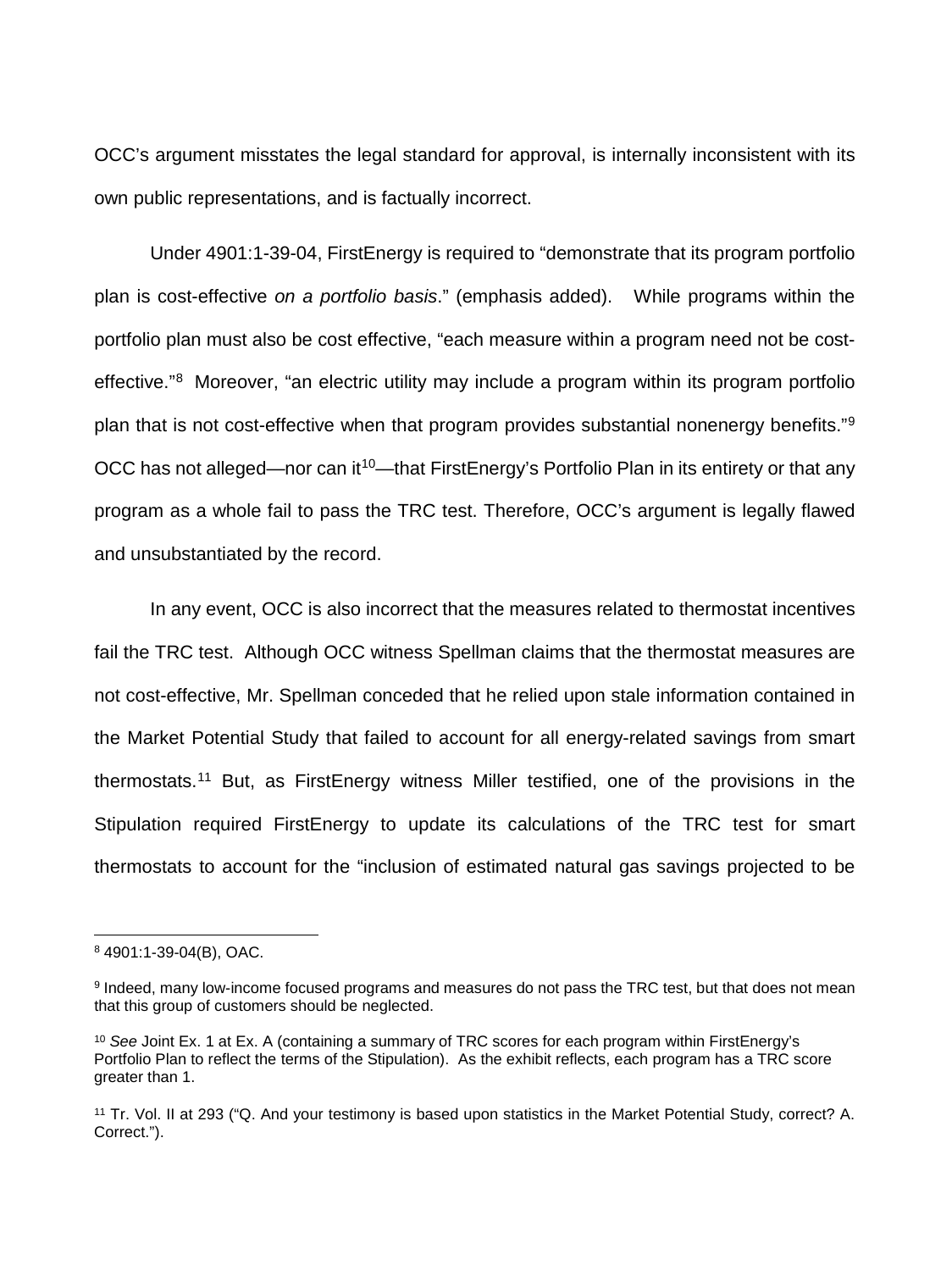OCC's argument misstates the legal standard for approval, is internally inconsistent with its own public representations, and is factually incorrect.

Under 4901:1-39-04, FirstEnergy is required to "demonstrate that its program portfolio plan is cost-effective *on a portfolio basis*." (emphasis added). While programs within the portfolio plan must also be cost effective, "each measure within a program need not be cost-effective."[8] Moreover, "an electric utility may include a program within its program portfolio plan that is not cost-effective when that program provides substantial nonenergy benefits."[9] OCC has not alleged—nor can it[10]—that FirstEnergy's Portfolio Plan in its entirety or that any program as a whole fail to pass the TRC test. Therefore, OCC's argument is legally flawed and unsubstantiated by the record.

In any event, OCC is also incorrect that the measures related to thermostat incentives fail the TRC test. Although OCC witness Spellman claims that the thermostat measures are not cost-effective, Mr. Spellman conceded that he relied upon stale information contained in the Market Potential Study that failed to account for all energy-related savings from smart thermostats.[11] But, as FirstEnergy witness Miller testified, one of the provisions in the Stipulation required FirstEnergy to update its calculations of the TRC test for smart thermostats to account for the "inclusion of estimated natural gas savings projected to be

---

[8] 4901:1-39-04(B), OAC.

[9] Indeed, many low-income focused programs and measures do not pass the TRC test, but that does not mean that this group of customers should be neglected.

[10] *See* Joint Ex. 1 at Ex. A (containing a summary of TRC scores for each program within FirstEnergy's Portfolio Plan to reflect the terms of the Stipulation). As the exhibit reflects, each program has a TRC score greater than 1.

[11] Tr. Vol. II at 293 ("Q. And your testimony is based upon statistics in the Market Potential Study, correct? A. Correct.").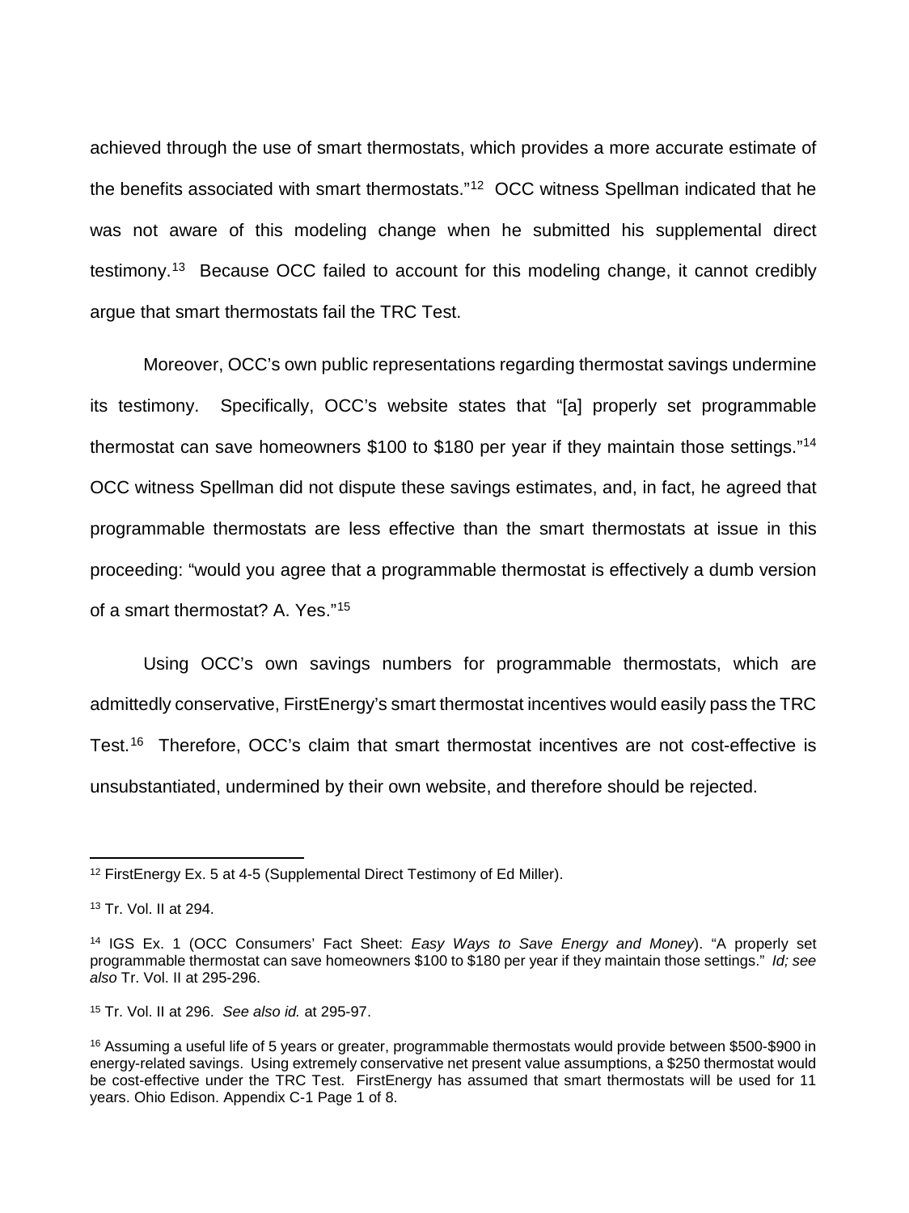achieved through the use of smart thermostats, which provides a more accurate estimate of the benefits associated with smart thermostats."[12] OCC witness Spellman indicated that he was not aware of this modeling change when he submitted his supplemental direct testimony.[13] Because OCC failed to account for this modeling change, it cannot credibly argue that smart thermostats fail the TRC Test.

Moreover, OCC's own public representations regarding thermostat savings undermine its testimony. Specifically, OCC's website states that "[a] properly set programmable thermostat can save homeowners $100 to $180 per year if they maintain those settings."[14] OCC witness Spellman did not dispute these savings estimates, and, in fact, he agreed that programmable thermostats are less effective than the smart thermostats at issue in this proceeding: "would you agree that a programmable thermostat is effectively a dumb version of a smart thermostat? A. Yes."[15]

Using OCC's own savings numbers for programmable thermostats, which are admittedly conservative, FirstEnergy's smart thermostat incentives would easily pass the TRC Test.[16] Therefore, OCC's claim that smart thermostat incentives are not cost-effective is unsubstantiated, undermined by their own website, and therefore should be rejected.

---

[12] FirstEnergy Ex. 5 at 4-5 (Supplemental Direct Testimony of Ed Miller).

[13] Tr. Vol. II at 294.

[14] IGS Ex. 1 (OCC Consumers' Fact Sheet: *Easy Ways to Save Energy and Money*). "A properly set programmable thermostat can save homeowners $100 to $180 per year if they maintain those settings." *Id; see also* Tr. Vol. II at 295-296.

[15] Tr. Vol. II at 296. *See also id.* at 295-97.

[16] Assuming a useful life of 5 years or greater, programmable thermostats would provide between $500-$900 in energy-related savings. Using extremely conservative net present value assumptions, a $250 thermostat would be cost-effective under the TRC Test. FirstEnergy has assumed that smart thermostats will be used for 11 years. Ohio Edison. Appendix C-1 Page 1 of 8.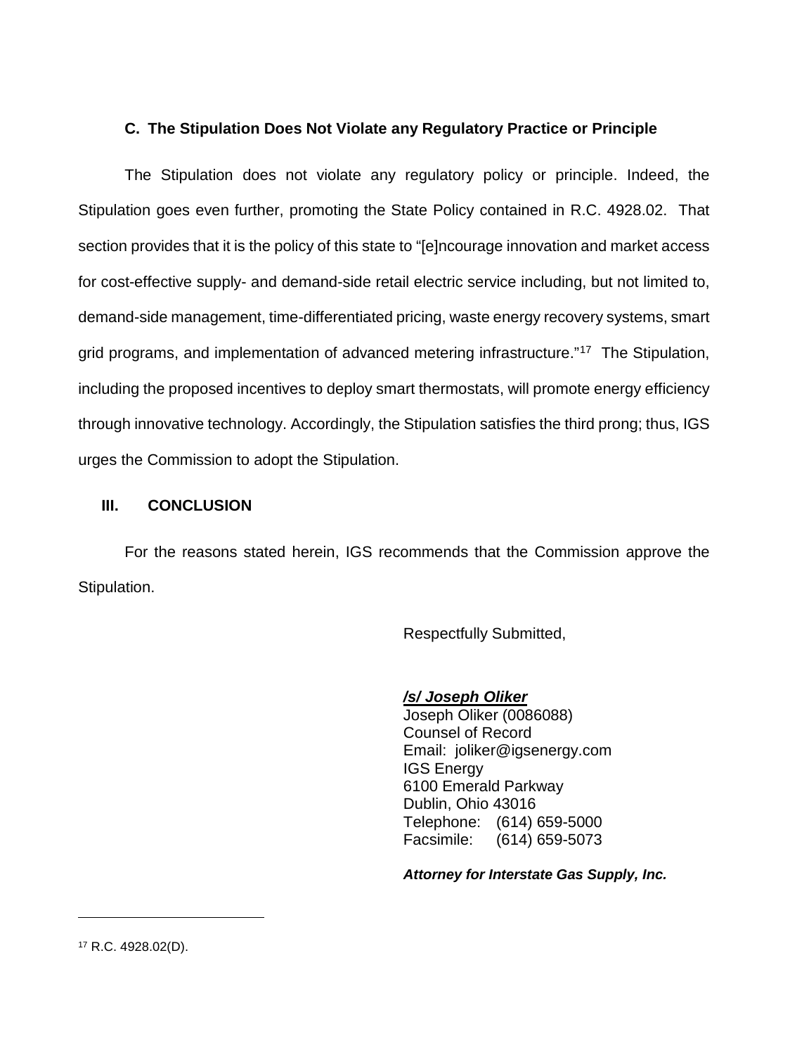### C. The Stipulation Does Not Violate any Regulatory Practice or Principle

The Stipulation does not violate any regulatory policy or principle. Indeed, the Stipulation goes even further, promoting the State Policy contained in R.C. 4928.02. That section provides that it is the policy of this state to "[e]ncourage innovation and market access for cost-effective supply- and demand-side retail electric service including, but not limited to, demand-side management, time-differentiated pricing, waste energy recovery systems, smart grid programs, and implementation of advanced metering infrastructure."[17] The Stipulation, including the proposed incentives to deploy smart thermostats, will promote energy efficiency through innovative technology. Accordingly, the Stipulation satisfies the third prong; thus, IGS urges the Commission to adopt the Stipulation.

## III. CONCLUSION

For the reasons stated herein, IGS recommends that the Commission approve the Stipulation.

Respectfully Submitted,

***/s/ Joseph Oliker***
Joseph Oliker (0086088)
Counsel of Record
Email: joliker@igsenergy.com
IGS Energy
6100 Emerald Parkway
Dublin, Ohio 43016
Telephone: (614) 659-5000
Facsimile: (614) 659-5073

***Attorney for Interstate Gas Supply, Inc.***

---

[17] R.C. 4928.02(D).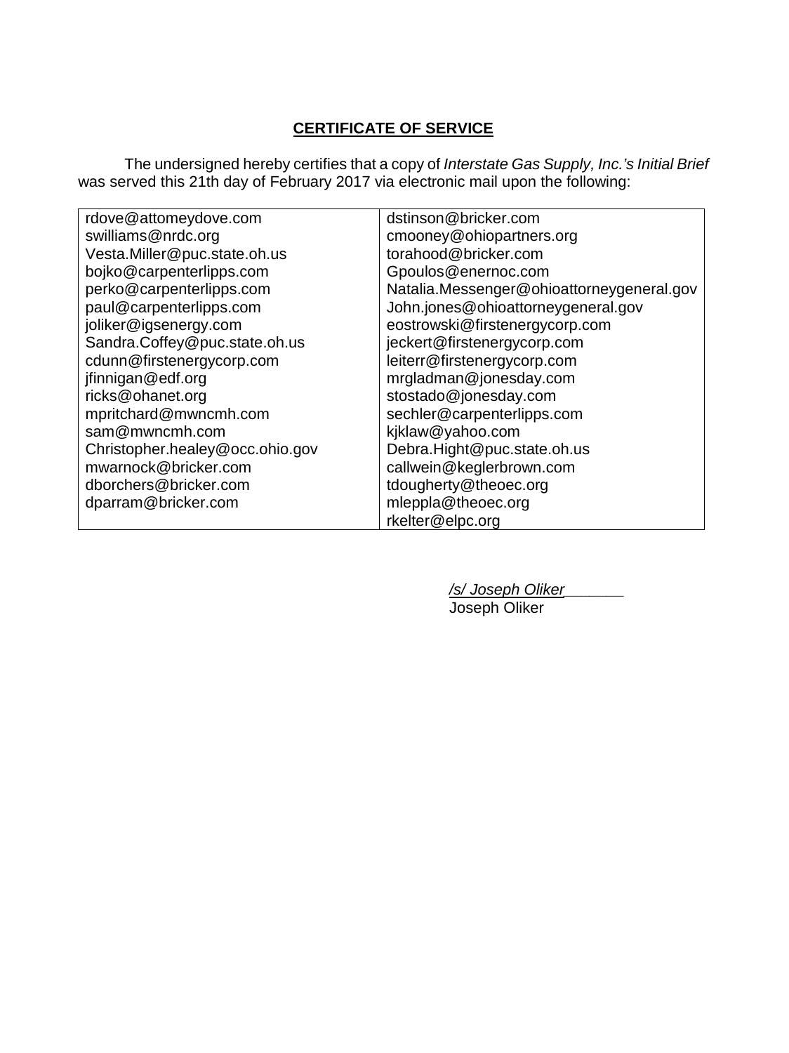**CERTIFICATE OF SERVICE**

The undersigned hereby certifies that a copy of *Interstate Gas Supply, Inc.'s Initial Brief* was served this 21th day of February 2017 via electronic mail upon the following:

| | |
|---|---|
| rdove@attomeydove.com | dstinson@bricker.com |
| swilliams@nrdc.org | cmooney@ohiopartners.org |
| Vesta.Miller@puc.state.oh.us | torahood@bricker.com |
| bojko@carpenterlipps.com | Gpoulos@enernoc.com |
| perko@carpenterlipps.com | Natalia.Messenger@ohioattorneygeneral.gov |
| paul@carpenterlipps.com | John.jones@ohioattorneygeneral.gov |
| joliker@igsenergy.com | eostrowski@firstenergycorp.com |
| Sandra.Coffey@puc.state.oh.us | jeckert@firstenergycorp.com |
| cdunn@firstenergycorp.com | leiterr@firstenergycorp.com |
| jfinnigan@edf.org | mrgladman@jonesday.com |
| ricks@ohanet.org | stostado@jonesday.com |
| mpritchard@mwncmh.com | sechler@carpenterlipps.com |
| sam@mwncmh.com | kjklaw@yahoo.com |
| Christopher.healey@occ.ohio.gov | Debra.Hight@puc.state.oh.us |
| mwarnock@bricker.com | callwein@keglerbrown.com |
| dborchers@bricker.com | tdougherty@theoec.org |
| dparram@bricker.com | mleppla@theoec.org |
| | rkelter@elpc.org |

*/s/ Joseph Oliker*
Joseph Oliker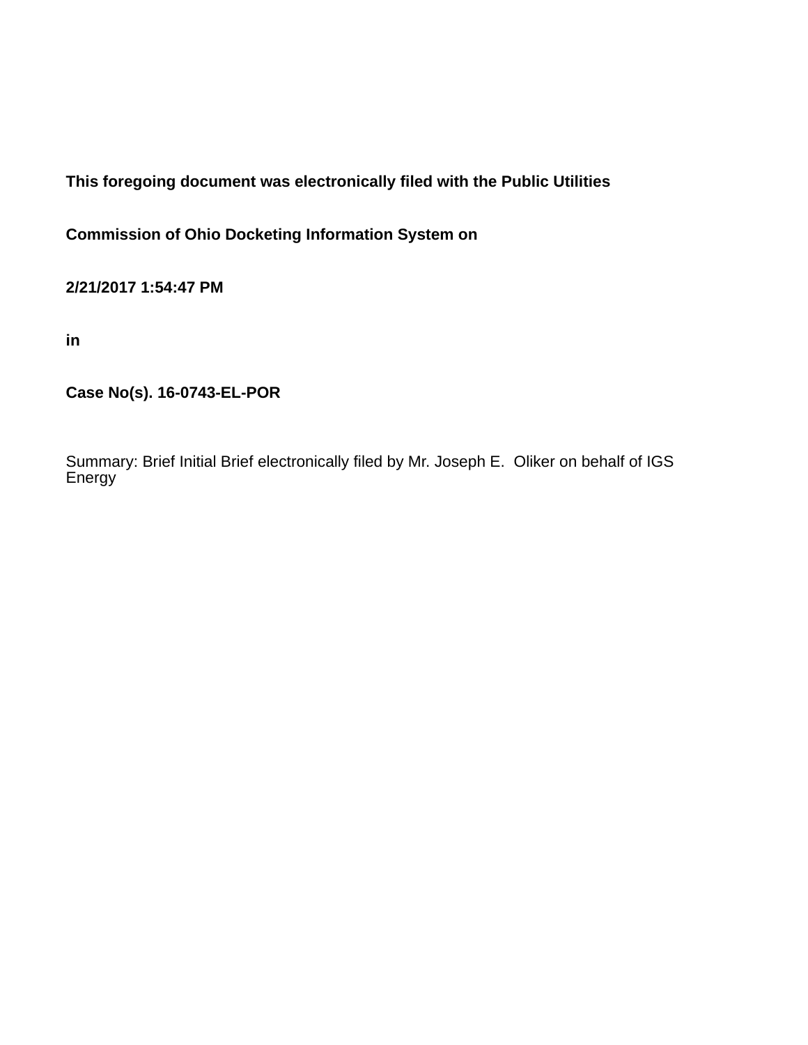**This foregoing document was electronically filed with the Public Utilities**

**Commission of Ohio Docketing Information System on**

**2/21/2017 1:54:47 PM**

**in**

**Case No(s). 16-0743-EL-POR**

Summary: Brief Initial Brief electronically filed by Mr. Joseph E. Oliker on behalf of IGS Energy